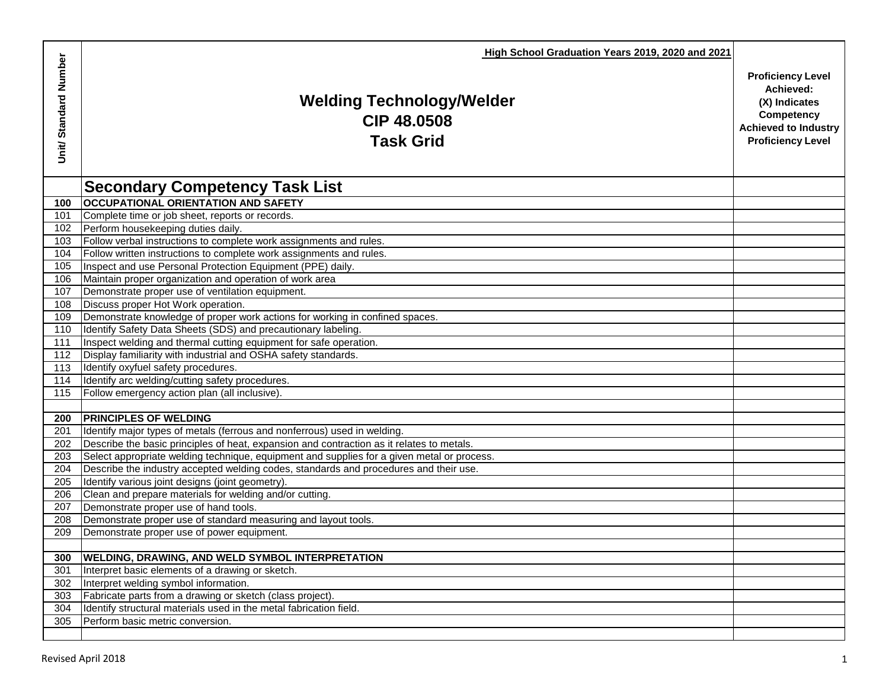| Unit/ Standard Number | High School Graduation Years 2019, 2020 and 2021<br><br>**Welding Technology/Welder**<br>**CIP 48.0508**<br>**Task Grid** | Proficiency Level Achieved: (X) Indicates Competency Achieved to Industry Proficiency Level |
|---|---|---|
| | **Secondary Competency Task List** | |
| **100** | **OCCUPATIONAL ORIENTATION AND SAFETY** | |
| 101 | Complete time or job sheet, reports or records. | |
| 102 | Perform housekeeping duties daily. | |
| 103 | Follow verbal instructions to complete work assignments and rules. | |
| 104 | Follow written instructions to complete work assignments and rules. | |
| 105 | Inspect and use Personal Protection Equipment (PPE) daily. | |
| 106 | Maintain proper organization and operation of work area | |
| 107 | Demonstrate proper use of ventilation equipment. | |
| 108 | Discuss proper Hot Work operation. | |
| 109 | Demonstrate knowledge of proper work actions for working in confined spaces. | |
| 110 | Identify Safety Data Sheets (SDS) and precautionary labeling. | |
| 111 | Inspect welding and thermal cutting equipment for safe operation. | |
| 112 | Display familiarity with industrial and OSHA safety standards. | |
| 113 | Identify oxyfuel safety procedures. | |
| 114 | Identify arc welding/cutting safety procedures. | |
| 115 | Follow emergency action plan (all inclusive). | |
| | | |
| **200** | **PRINCIPLES OF WELDING** | |
| 201 | Identify major types of metals (ferrous and nonferrous) used in welding. | |
| 202 | Describe the basic principles of heat, expansion and contraction as it relates to metals. | |
| 203 | Select appropriate welding technique, equipment and supplies for a given metal or process. | |
| 204 | Describe the industry accepted welding codes, standards and procedures and their use. | |
| 205 | Identify various joint designs (joint geometry). | |
| 206 | Clean and prepare materials for welding and/or cutting. | |
| 207 | Demonstrate proper use of hand tools. | |
| 208 | Demonstrate proper use of standard measuring and layout tools. | |
| 209 | Demonstrate proper use of power equipment. | |
| | | |
| **300** | **WELDING, DRAWING, AND WELD SYMBOL INTERPRETATION** | |
| 301 | Interpret basic elements of a drawing or sketch. | |
| 302 | Interpret welding symbol information. | |
| 303 | Fabricate parts from a drawing or sketch (class project). | |
| 304 | Identify structural materials used in the metal fabrication field. | |
| 305 | Perform basic metric conversion. | |
| | | |

Revised April 2018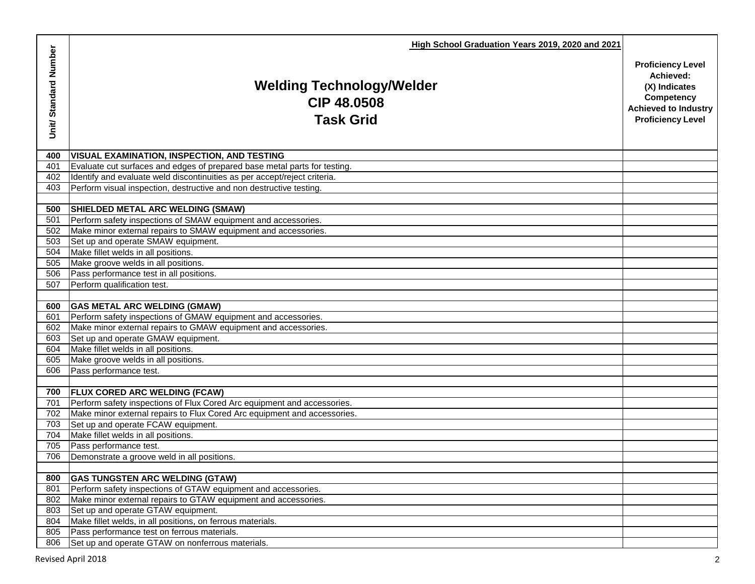High School Graduation Years 2019, 2020 and 2021

# Welding Technology/Welder
## CIP 48.0508
## Task Grid

| Unit/ Standard Number | Welding Technology/Welder CIP 48.0508 Task Grid | Proficiency Level Achieved: (X) Indicates Competency Achieved to Industry Proficiency Level |
|---|---|---|
| **400** | **VISUAL EXAMINATION, INSPECTION, AND TESTING** | |
| 401 | Evaluate cut surfaces and edges of prepared base metal parts for testing. | |
| 402 | Identify and evaluate weld discontinuities as per accept/reject criteria. | |
| 403 | Perform visual inspection, destructive and non destructive testing. | |
| | | |
| **500** | **SHIELDED METAL ARC WELDING (SMAW)** | |
| 501 | Perform safety inspections of SMAW equipment and accessories. | |
| 502 | Make minor external repairs to SMAW equipment and accessories. | |
| 503 | Set up and operate SMAW equipment. | |
| 504 | Make fillet welds in all positions. | |
| 505 | Make groove welds in all positions. | |
| 506 | Pass performance test in all positions. | |
| 507 | Perform qualification test. | |
| | | |
| **600** | **GAS METAL ARC WELDING (GMAW)** | |
| 601 | Perform safety inspections of GMAW equipment and accessories. | |
| 602 | Make minor external repairs to GMAW equipment and accessories. | |
| 603 | Set up and operate GMAW equipment. | |
| 604 | Make fillet welds in all positions. | |
| 605 | Make groove welds in all positions. | |
| 606 | Pass performance test. | |
| | | |
| **700** | **FLUX CORED ARC WELDING (FCAW)** | |
| 701 | Perform safety inspections of Flux Cored Arc equipment and accessories. | |
| 702 | Make minor external repairs to Flux Cored Arc equipment and accessories. | |
| 703 | Set up and operate FCAW equipment. | |
| 704 | Make fillet welds in all positions. | |
| 705 | Pass performance test. | |
| 706 | Demonstrate a groove weld in all positions. | |
| | | |
| **800** | **GAS TUNGSTEN ARC WELDING (GTAW)** | |
| 801 | Perform safety inspections of GTAW equipment and accessories. | |
| 802 | Make minor external repairs to GTAW equipment and accessories. | |
| 803 | Set up and operate GTAW equipment. | |
| 804 | Make fillet welds, in all positions, on ferrous materials. | |
| 805 | Pass performance test on ferrous materials. | |
| 806 | Set up and operate GTAW on nonferrous materials. | |

Revised April 2018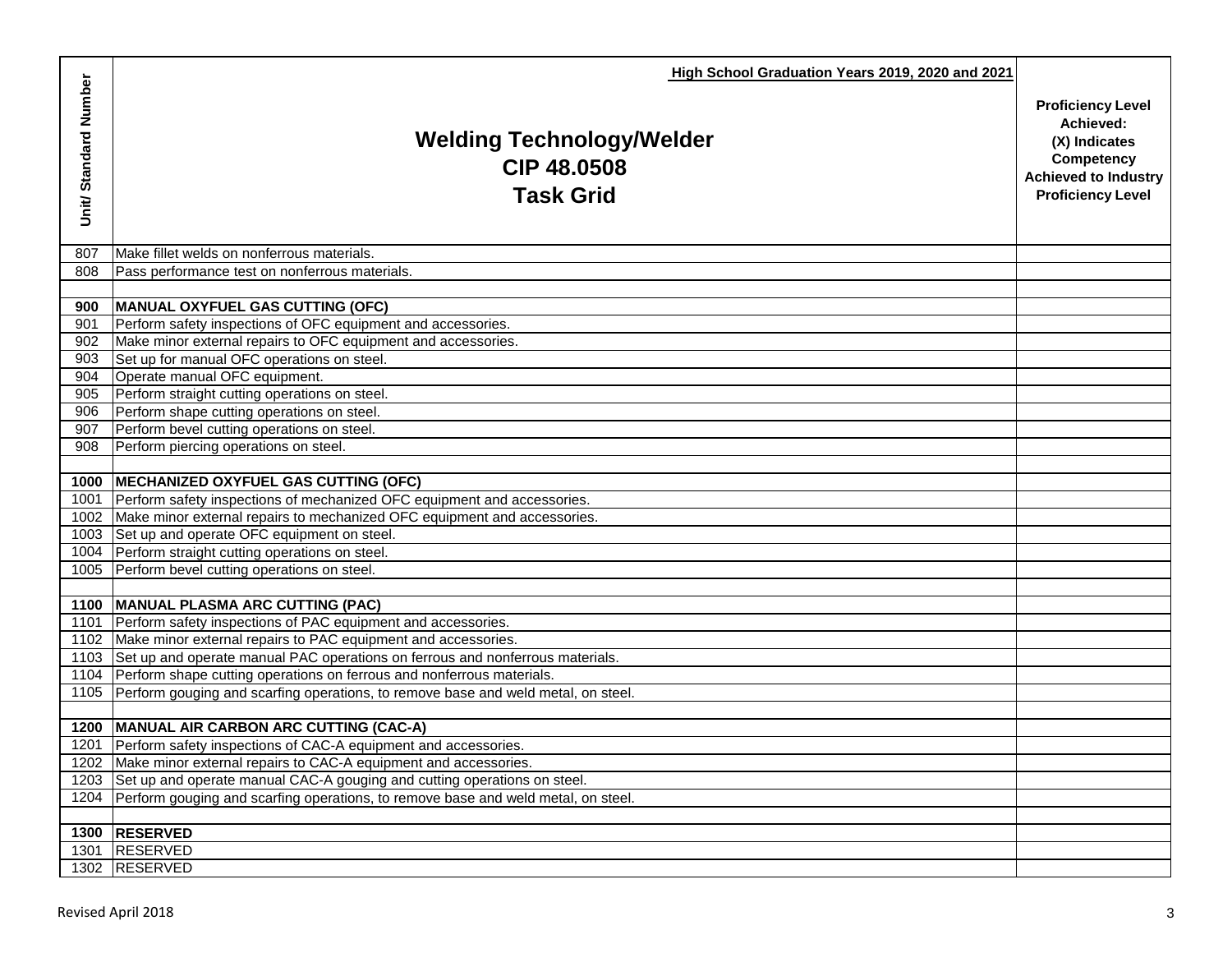| Unit/ Standard Number | High School Graduation Years 2019, 2020 and 2021<br>**Welding Technology/Welder**<br>**CIP 48.0508**<br>**Task Grid** | Proficiency Level Achieved: (X) Indicates Competency Achieved to Industry Proficiency Level |
|---|---|---|
| 807 | Make fillet welds on nonferrous materials. | |
| 808 | Pass performance test on nonferrous materials. | |
| | | |
| **900** | **MANUAL OXYFUEL GAS CUTTING (OFC)** | |
| 901 | Perform safety inspections of OFC equipment and accessories. | |
| 902 | Make minor external repairs to OFC equipment and accessories. | |
| 903 | Set up for manual OFC operations on steel. | |
| 904 | Operate manual OFC equipment. | |
| 905 | Perform straight cutting operations on steel. | |
| 906 | Perform shape cutting operations on steel. | |
| 907 | Perform bevel cutting operations on steel. | |
| 908 | Perform piercing operations on steel. | |
| | | |
| **1000** | **MECHANIZED OXYFUEL GAS CUTTING (OFC)** | |
| 1001 | Perform safety inspections of mechanized OFC equipment and accessories. | |
| 1002 | Make minor external repairs to mechanized OFC equipment and accessories. | |
| 1003 | Set up and operate OFC equipment on steel. | |
| 1004 | Perform straight cutting operations on steel. | |
| 1005 | Perform bevel cutting operations on steel. | |
| | | |
| **1100** | **MANUAL PLASMA ARC CUTTING (PAC)** | |
| 1101 | Perform safety inspections of PAC equipment and accessories. | |
| 1102 | Make minor external repairs to PAC equipment and accessories. | |
| 1103 | Set up and operate manual PAC operations on ferrous and nonferrous materials. | |
| 1104 | Perform shape cutting operations on ferrous and nonferrous materials. | |
| 1105 | Perform gouging and scarfing operations, to remove base and weld metal, on steel. | |
| | | |
| **1200** | **MANUAL AIR CARBON ARC CUTTING (CAC-A)** | |
| 1201 | Perform safety inspections of CAC-A equipment and accessories. | |
| 1202 | Make minor external repairs to CAC-A equipment and accessories. | |
| 1203 | Set up and operate manual CAC-A gouging and cutting operations on steel. | |
| 1204 | Perform gouging and scarfing operations, to remove base and weld metal, on steel. | |
| | | |
| **1300** | **RESERVED** | |
| 1301 | RESERVED | |
| 1302 | RESERVED | |

Revised April 2018